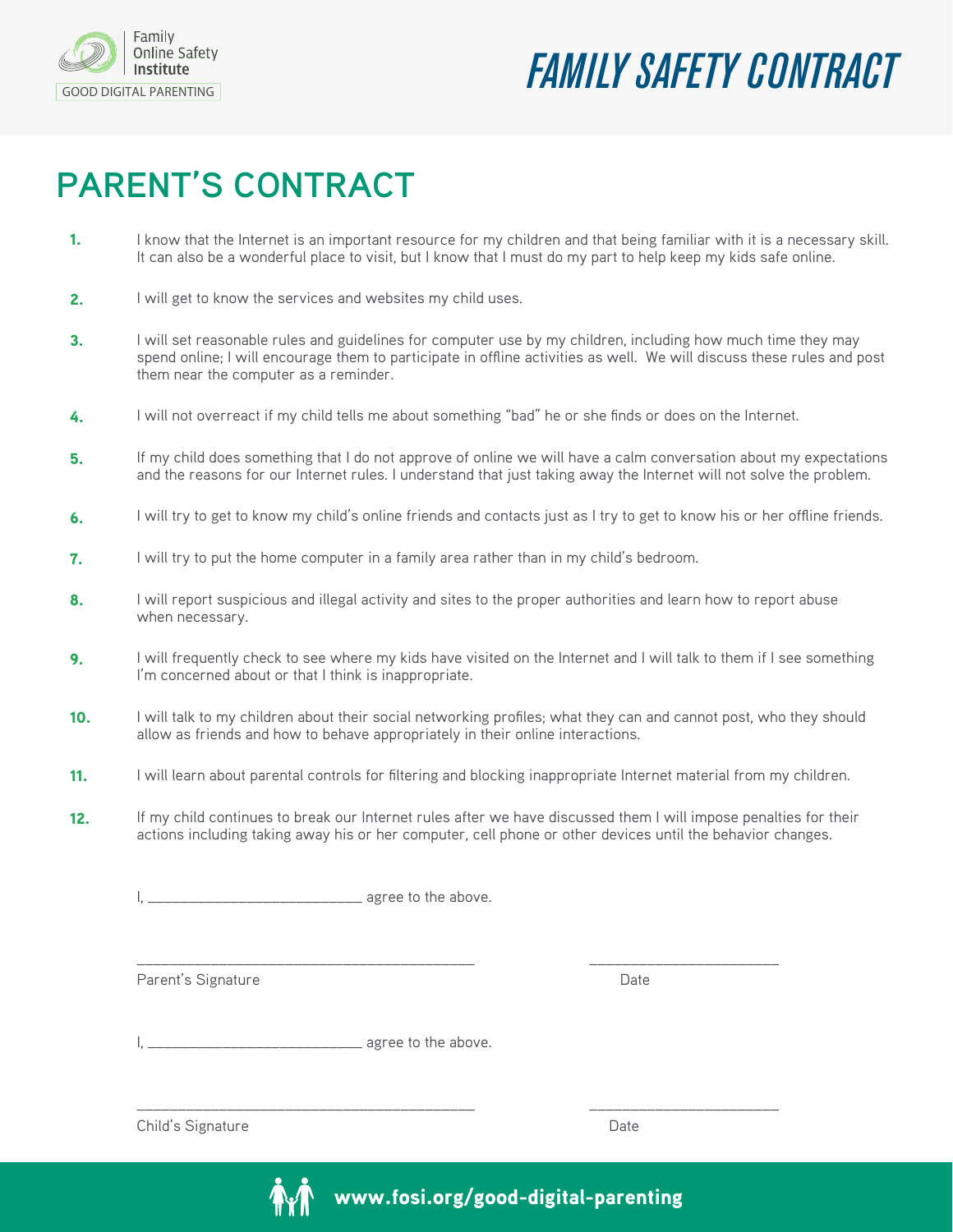Family Online Safety Institute

GOOD DIGITAL PARENTING

# FAMILY SAFETY CONTRACT

## PARENT'S CONTRACT

1. I know that the Internet is an important resource for my children and that being familiar with it is a necessary skill. It can also be a wonderful place to visit, but I know that I must do my part to help keep my kids safe online.
2. I will get to know the services and websites my child uses.
3. I will set reasonable rules and guidelines for computer use by my children, including how much time they may spend online; I will encourage them to participate in offline activities as well. We will discuss these rules and post them near the computer as a reminder.
4. I will not overreact if my child tells me about something "bad" he or she finds or does on the Internet.
5. If my child does something that I do not approve of online we will have a calm conversation about my expectations and the reasons for our Internet rules. I understand that just taking away the Internet will not solve the problem.
6. I will try to get to know my child's online friends and contacts just as I try to get to know his or her offline friends.
7. I will try to put the home computer in a family area rather than in my child's bedroom.
8. I will report suspicious and illegal activity and sites to the proper authorities and learn how to report abuse when necessary.
9. I will frequently check to see where my kids have visited on the Internet and I will talk to them if I see something I'm concerned about or that I think is inappropriate.
10. I will talk to my children about their social networking profiles; what they can and cannot post, who they should allow as friends and how to behave appropriately in their online interactions.
11. I will learn about parental controls for filtering and blocking inappropriate Internet material from my children.
12. If my child continues to break our Internet rules after we have discussed them I will impose penalties for their actions including taking away his or her computer, cell phone or other devices until the behavior changes.

I, ___________________________ agree to the above.

___________________________________________ ________________________

Parent's Signature Date

I, ___________________________ agree to the above.

___________________________________________ ________________________

Child's Signature Date

www.fosi.org/good-digital-parenting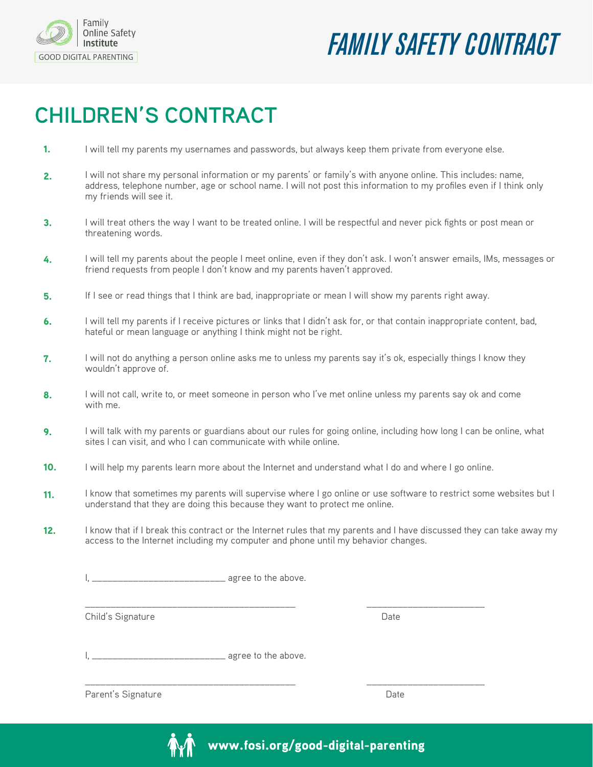Family Online Safety Institute

GOOD DIGITAL PARENTING

# FAMILY SAFETY CONTRACT

## CHILDREN'S CONTRACT

1. I will tell my parents my usernames and passwords, but always keep them private from everyone else.
2. I will not share my personal information or my parents' or family's with anyone online. This includes: name, address, telephone number, age or school name. I will not post this information to my profiles even if I think only my friends will see it.
3. I will treat others the way I want to be treated online. I will be respectful and never pick fights or post mean or threatening words.
4. I will tell my parents about the people I meet online, even if they don't ask. I won't answer emails, IMs, messages or friend requests from people I don't know and my parents haven't approved.
5. If I see or read things that I think are bad, inappropriate or mean I will show my parents right away.
6. I will tell my parents if I receive pictures or links that I didn't ask for, or that contain inappropriate content, bad, hateful or mean language or anything I think might not be right.
7. I will not do anything a person online asks me to unless my parents say it's ok, especially things I know they wouldn't approve of.
8. I will not call, write to, or meet someone in person who I've met online unless my parents say ok and come with me.
9. I will talk with my parents or guardians about our rules for going online, including how long I can be online, what sites I can visit, and who I can communicate with while online.
10. I will help my parents learn more about the Internet and understand what I do and where I go online.
11. I know that sometimes my parents will supervise where I go online or use software to restrict some websites but I understand that they are doing this because they want to protect me online.
12. I know that if I break this contract or the Internet rules that my parents and I have discussed they can take away my access to the Internet including my computer and phone until my behavior changes.

I, ___________________________ agree to the above.

___________________________________________ ________________________

Child's Signature Date

I, ___________________________ agree to the above.

___________________________________________ ________________________

Parent's Signature Date

www.fosi.org/good-digital-parenting